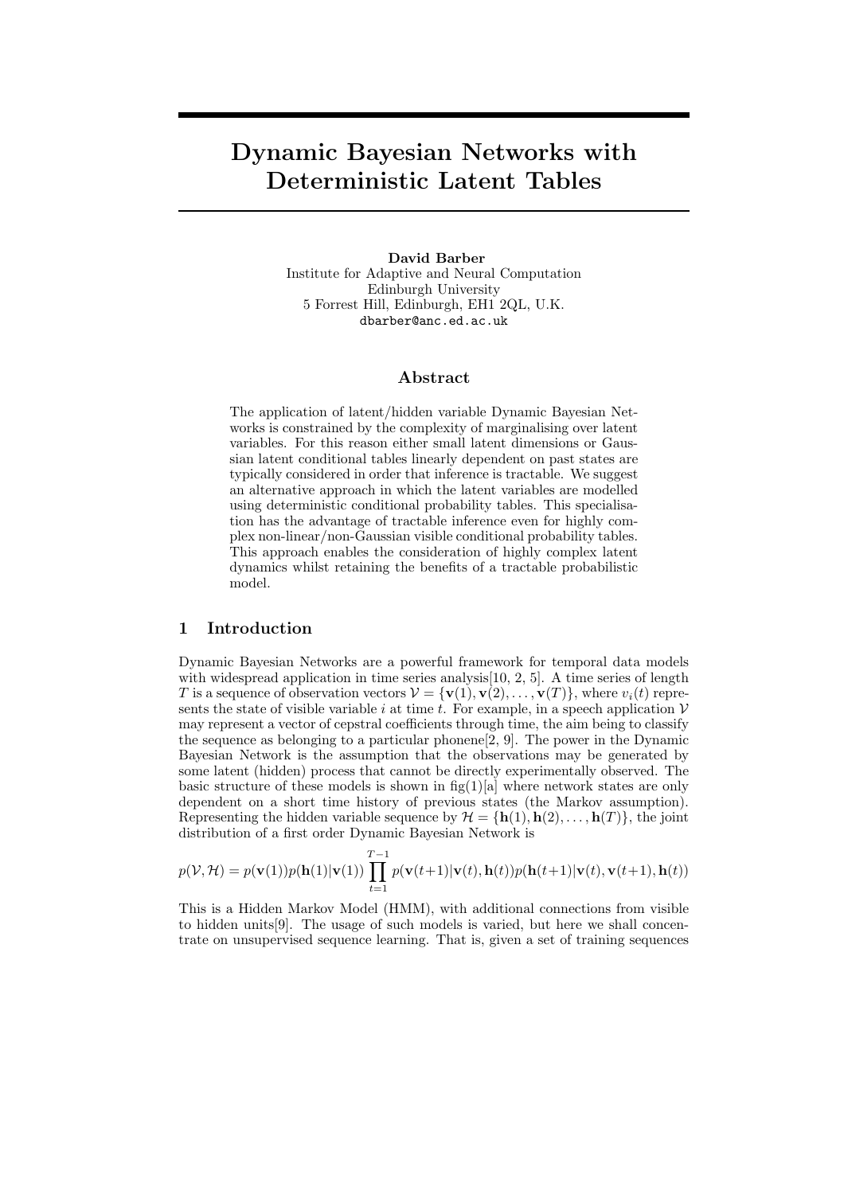# Dynamic Bayesian Networks with Deterministic Latent Tables

**David Barber**
Institute for Adaptive and Neural Computation
Edinburgh University
5 Forrest Hill, Edinburgh, EH1 2QL, U.K.
dbarber@anc.ed.ac.uk

## Abstract

The application of latent/hidden variable Dynamic Bayesian Networks is constrained by the complexity of marginalising over latent variables. For this reason either small latent dimensions or Gaussian latent conditional tables linearly dependent on past states are typically considered in order that inference is tractable. We suggest an alternative approach in which the latent variables are modelled using deterministic conditional probability tables. This specialisation has the advantage of tractable inference even for highly complex non-linear/non-Gaussian visible conditional probability tables. This approach enables the consideration of highly complex latent dynamics whilst retaining the benefits of a tractable probabilistic model.

## 1 Introduction

Dynamic Bayesian Networks are a powerful framework for temporal data models with widespread application in time series analysis[10, 2, 5]. A time series of length $T$ is a sequence of observation vectors $\mathcal{V} = \{\mathbf{v}(1), \mathbf{v}(2), \ldots, \mathbf{v}(T)\}$, where $v_i(t)$ represents the state of visible variable $i$ at time $t$. For example, in a speech application $\mathcal{V}$ may represent a vector of cepstral coefficients through time, the aim being to classify the sequence as belonging to a particular phonene[2, 9]. The power in the Dynamic Bayesian Network is the assumption that the observations may be generated by some latent (hidden) process that cannot be directly experimentally observed. The basic structure of these models is shown in fig(1)[a] where network states are only dependent on a short time history of previous states (the Markov assumption). Representing the hidden variable sequence by $\mathcal{H} = \{\mathbf{h}(1), \mathbf{h}(2), \ldots, \mathbf{h}(T)\}$, the joint distribution of a first order Dynamic Bayesian Network is

$$p(\mathcal{V}, \mathcal{H}) = p(\mathbf{v}(1))p(\mathbf{h}(1)|\mathbf{v}(1)) \prod_{t=1}^{T-1} p(\mathbf{v}(t+1)|\mathbf{v}(t), \mathbf{h}(t))p(\mathbf{h}(t+1)|\mathbf{v}(t), \mathbf{v}(t+1), \mathbf{h}(t))$$

This is a Hidden Markov Model (HMM), with additional connections from visible to hidden units[9]. The usage of such models is varied, but here we shall concentrate on unsupervised sequence learning. That is, given a set of training sequences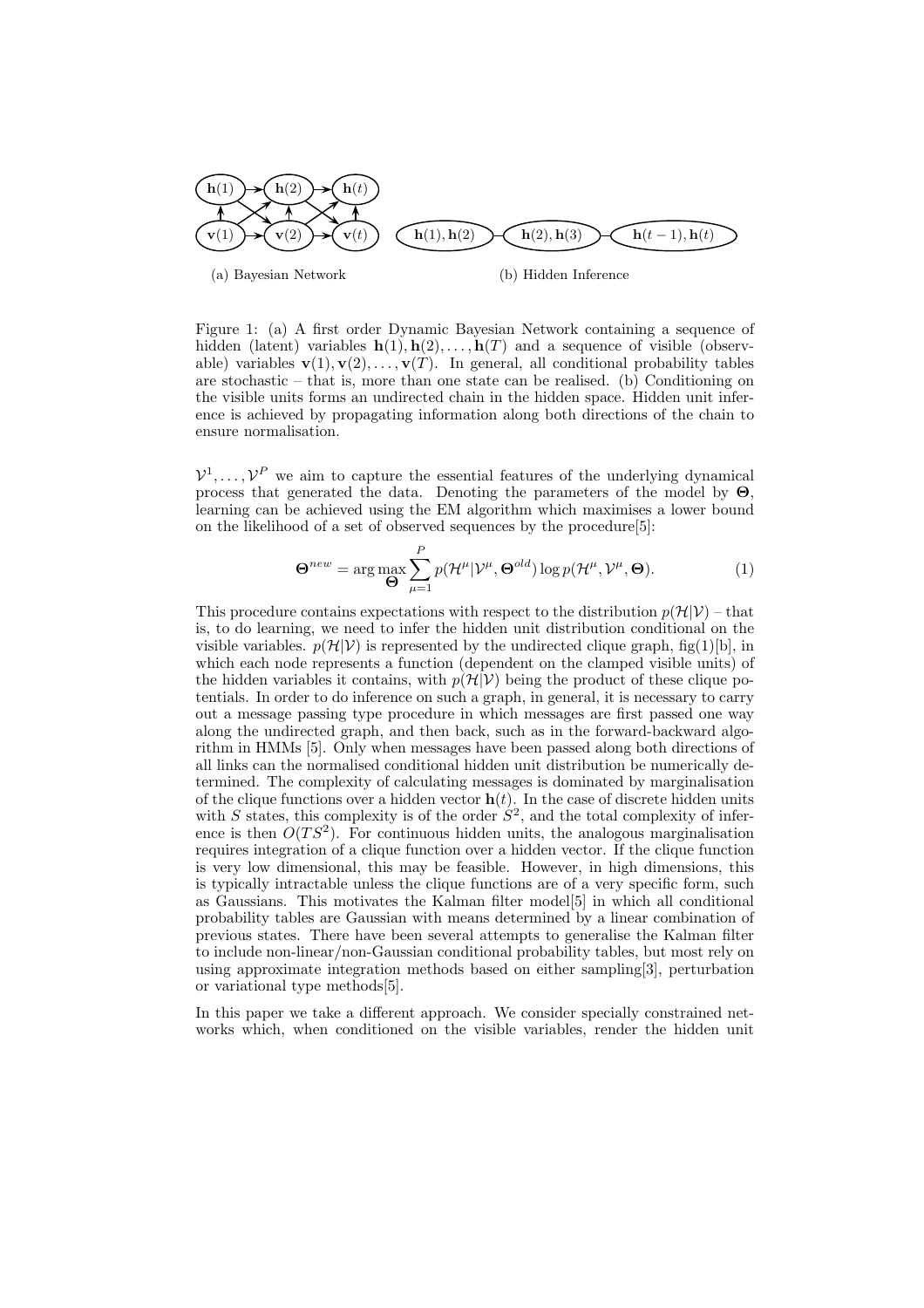Figure 1: (a) A first order Dynamic Bayesian Network containing a sequence of hidden (latent) variables $\mathbf{h}(1), \mathbf{h}(2), \ldots, \mathbf{h}(T)$ and a sequence of visible (observable) variables $\mathbf{v}(1), \mathbf{v}(2), \ldots, \mathbf{v}(T)$. In general, all conditional probability tables are stochastic – that is, more than one state can be realised. (b) Conditioning on the visible units forms an undirected chain in the hidden space. Hidden unit inference is achieved by propagating information along both directions of the chain to ensure normalisation.

$\mathcal{V}^1, \ldots, \mathcal{V}^P$ we aim to capture the essential features of the underlying dynamical process that generated the data. Denoting the parameters of the model by $\mathbf{\Theta}$, learning can be achieved using the EM algorithm which maximises a lower bound on the likelihood of a set of observed sequences by the procedure[5]:

$$\mathbf{\Theta}^{new} = \arg\max_{\mathbf{\Theta}} \sum_{\mu=1}^{P} p(\mathcal{H}^\mu | \mathcal{V}^\mu, \mathbf{\Theta}^{old}) \log p(\mathcal{H}^\mu, \mathcal{V}^\mu, \mathbf{\Theta}). \tag{1}$$

This procedure contains expectations with respect to the distribution $p(\mathcal{H}|\mathcal{V})$ – that is, to do learning, we need to infer the hidden unit distribution conditional on the visible variables. $p(\mathcal{H}|\mathcal{V})$ is represented by the undirected clique graph, fig(1)[b], in which each node represents a function (dependent on the clamped visible units) of the hidden variables it contains, with $p(\mathcal{H}|\mathcal{V})$ being the product of these clique potentials. In order to do inference on such a graph, in general, it is necessary to carry out a message passing type procedure in which messages are first passed one way along the undirected graph, and then back, such as in the forward-backward algorithm in HMMs [5]. Only when messages have been passed along both directions of all links can the normalised conditional hidden unit distribution be numerically determined. The complexity of calculating messages is dominated by marginalisation of the clique functions over a hidden vector $\mathbf{h}(t)$. In the case of discrete hidden units with $S$ states, this complexity is of the order $S^2$, and the total complexity of inference is then $O(TS^2)$. For continuous hidden units, the analogous marginalisation requires integration of a clique function over a hidden vector. If the clique function is very low dimensional, this may be feasible. However, in high dimensions, this is typically intractable unless the clique functions are of a very specific form, such as Gaussians. This motivates the Kalman filter model[5] in which all conditional probability tables are Gaussian with means determined by a linear combination of previous states. There have been several attempts to generalise the Kalman filter to include non-linear/non-Gaussian conditional probability tables, but most rely on using approximate integration methods based on either sampling[3], perturbation or variational type methods[5].

In this paper we take a different approach. We consider specially constrained networks which, when conditioned on the visible variables, render the hidden unit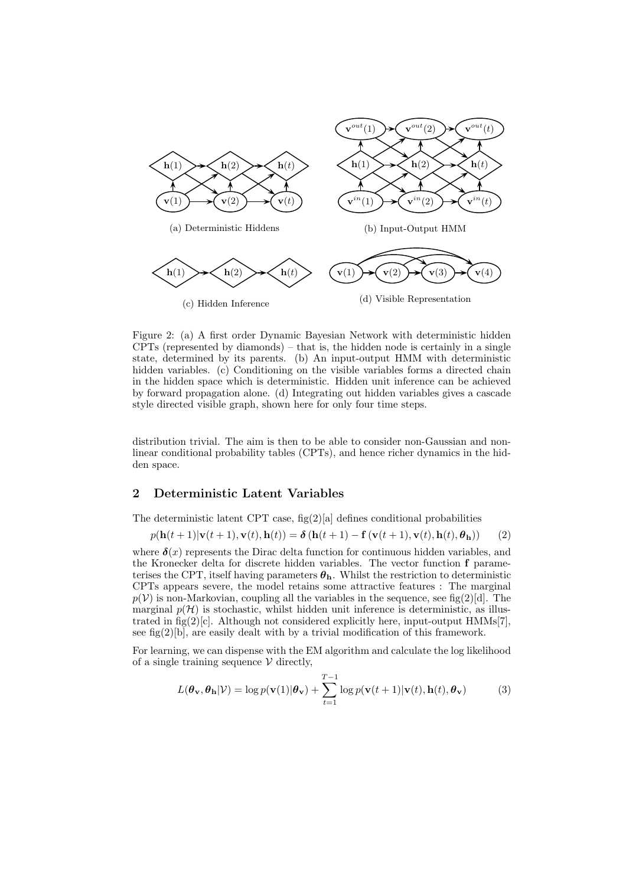(a) Deterministic Hiddens

(b) Input-Output HMM

(c) Hidden Inference

(d) Visible Representation

Figure 2: (a) A first order Dynamic Bayesian Network with deterministic hidden CPTs (represented by diamonds) – that is, the hidden node is certainly in a single state, determined by its parents. (b) An input-output HMM with deterministic hidden variables. (c) Conditioning on the visible variables forms a directed chain in the hidden space which is deterministic. Hidden unit inference can be achieved by forward propagation alone. (d) Integrating out hidden variables gives a cascade style directed visible graph, shown here for only four time steps.

distribution trivial. The aim is then to be able to consider non-Gaussian and non-linear conditional probability tables (CPTs), and hence richer dynamics in the hidden space.

## 2 Deterministic Latent Variables

The deterministic latent CPT case, fig(2)[a] defines conditional probabilities

$$p(\mathbf{h}(t+1)|\mathbf{v}(t+1), \mathbf{v}(t), \mathbf{h}(t)) = \boldsymbol{\delta}\left(\mathbf{h}(t+1) - \mathbf{f}\left(\mathbf{v}(t+1), \mathbf{v}(t), \mathbf{h}(t), \boldsymbol{\theta}_{\mathbf{h}}\right)\right) \tag{2}$$

where $\boldsymbol{\delta}(x)$ represents the Dirac delta function for continuous hidden variables, and the Kronecker delta for discrete hidden variables. The vector function $\mathbf{f}$ parameterises the CPT, itself having parameters $\boldsymbol{\theta}_{\mathbf{h}}$. Whilst the restriction to deterministic CPTs appears severe, the model retains some attractive features : The marginal $p(\mathcal{V})$ is non-Markovian, coupling all the variables in the sequence, see fig(2)[d]. The marginal $p(\mathcal{H})$ is stochastic, whilst hidden unit inference is deterministic, as illustrated in fig(2)[c]. Although not considered explicitly here, input-output HMMs[7], see fig(2)[b], are easily dealt with by a trivial modification of this framework.

For learning, we can dispense with the EM algorithm and calculate the log likelihood of a single training sequence $\mathcal{V}$ directly,

$$L(\boldsymbol{\theta}_{\mathbf{v}}, \boldsymbol{\theta}_{\mathbf{h}}|\mathcal{V}) = \log p(\mathbf{v}(1)|\boldsymbol{\theta}_{\mathbf{v}}) + \sum_{t=1}^{T-1} \log p(\mathbf{v}(t+1)|\mathbf{v}(t), \mathbf{h}(t), \boldsymbol{\theta}_{\mathbf{v}}) \tag{3}$$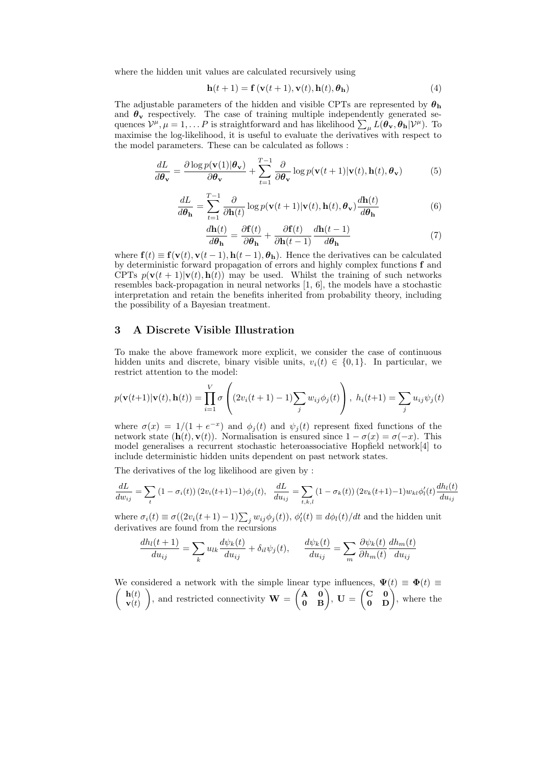where the hidden unit values are calculated recursively using

$$\mathbf{h}(t+1) = \mathbf{f}\left(\mathbf{v}(t+1), \mathbf{v}(t), \mathbf{h}(t), \boldsymbol{\theta}_\mathbf{h}\right) \tag{4}$$

The adjustable parameters of the hidden and visible CPTs are represented by $\boldsymbol{\theta}_\mathbf{h}$ and $\boldsymbol{\theta}_\mathbf{v}$ respectively. The case of training multiple independently generated sequences $\mathcal{V}^\mu, \mu = 1, \ldots P$ is straightforward and has likelihood $\sum_\mu L(\boldsymbol{\theta}_\mathbf{v}, \boldsymbol{\theta}_\mathbf{h} | \mathcal{V}^\mu)$. To maximise the log-likelihood, it is useful to evaluate the derivatives with respect to the model parameters. These can be calculated as follows :

$$\frac{dL}{d\boldsymbol{\theta}_\mathbf{v}} = \frac{\partial \log p(\mathbf{v}(1)|\boldsymbol{\theta}_\mathbf{v})}{\partial \boldsymbol{\theta}_\mathbf{v}} + \sum_{t=1}^{T-1} \frac{\partial}{\partial \boldsymbol{\theta}_\mathbf{v}} \log p(\mathbf{v}(t+1)|\mathbf{v}(t), \mathbf{h}(t), \boldsymbol{\theta}_\mathbf{v}) \tag{5}$$

$$\frac{dL}{d\boldsymbol{\theta}_\mathbf{h}} = \sum_{t=1}^{T-1} \frac{\partial}{\partial \mathbf{h}(t)} \log p(\mathbf{v}(t+1)|\mathbf{v}(t), \mathbf{h}(t), \boldsymbol{\theta}_\mathbf{v}) \frac{d\mathbf{h}(t)}{d\boldsymbol{\theta}_\mathbf{h}} \tag{6}$$

$$\frac{d\mathbf{h}(t)}{d\boldsymbol{\theta}_\mathbf{h}} = \frac{\partial \mathbf{f}(t)}{\partial \boldsymbol{\theta}_\mathbf{h}} + \frac{\partial \mathbf{f}(t)}{\partial \mathbf{h}(t-1)} \frac{d\mathbf{h}(t-1)}{d\boldsymbol{\theta}_\mathbf{h}} \tag{7}$$

where $\mathbf{f}(t) \equiv \mathbf{f}(\mathbf{v}(t), \mathbf{v}(t-1), \mathbf{h}(t-1), \boldsymbol{\theta}_\mathbf{h})$. Hence the derivatives can be calculated by deterministic forward propagation of errors and highly complex functions $\mathbf{f}$ and CPTs $p(\mathbf{v}(t+1)|\mathbf{v}(t), \mathbf{h}(t))$ may be used. Whilst the training of such networks resembles back-propagation in neural networks [1, 6], the models have a stochastic interpretation and retain the benefits inherited from probability theory, including the possibility of a Bayesian treatment.

## 3 A Discrete Visible Illustration

To make the above framework more explicit, we consider the case of continuous hidden units and discrete, binary visible units, $v_i(t) \in \{0, 1\}$. In particular, we restrict attention to the model:

$$p(\mathbf{v}(t+1)|\mathbf{v}(t), \mathbf{h}(t)) = \prod_{i=1}^{V} \sigma\left((2v_i(t+1) - 1)\sum_j w_{ij}\phi_j(t)\right), \; h_i(t+1) = \sum_j u_{ij}\psi_j(t)$$

where $\sigma(x) = 1/(1+e^{-x})$ and $\phi_j(t)$ and $\psi_j(t)$ represent fixed functions of the network state $(\mathbf{h}(t), \mathbf{v}(t))$. Normalisation is ensured since $1 - \sigma(x) = \sigma(-x)$. This model generalises a recurrent stochastic heteroassociative Hopfield network[4] to include deterministic hidden units dependent on past network states.

The derivatives of the log likelihood are given by :

$$\frac{dL}{dw_{ij}} = \sum_t \left(1 - \sigma_i(t)\right)(2v_i(t+1)-1)\phi_j(t), \quad \frac{dL}{du_{ij}} = \sum_{t,k,l} \left(1 - \sigma_k(t)\right)(2v_k(t+1)-1)w_{kl}\phi_l'(t)\frac{dh_l(t)}{du_{ij}}$$

where $\sigma_i(t) \equiv \sigma((2v_i(t+1) - 1)\sum_j w_{ij}\phi_j(t))$, $\phi_l'(t) \equiv d\phi_l(t)/dt$ and the hidden unit derivatives are found from the recursions

$$\frac{dh_l(t+1)}{du_{ij}} = \sum_k u_{lk}\frac{d\psi_k(t)}{du_{ij}} + \delta_{il}\psi_j(t), \qquad \frac{d\psi_k(t)}{du_{ij}} = \sum_m \frac{\partial \psi_k(t)}{\partial h_m(t)}\frac{dh_m(t)}{du_{ij}}$$

We considered a network with the simple linear type influences, $\boldsymbol{\Psi}(t) \equiv \boldsymbol{\Phi}(t) \equiv \begin{pmatrix} \mathbf{h}(t) \\ \mathbf{v}(t) \end{pmatrix}$, and restricted connectivity $\mathbf{W} = \begin{pmatrix} \mathbf{A} & \mathbf{0} \\ \mathbf{0} & \mathbf{B} \end{pmatrix}$, $\mathbf{U} = \begin{pmatrix} \mathbf{C} & \mathbf{0} \\ \mathbf{0} & \mathbf{D} \end{pmatrix}$, where the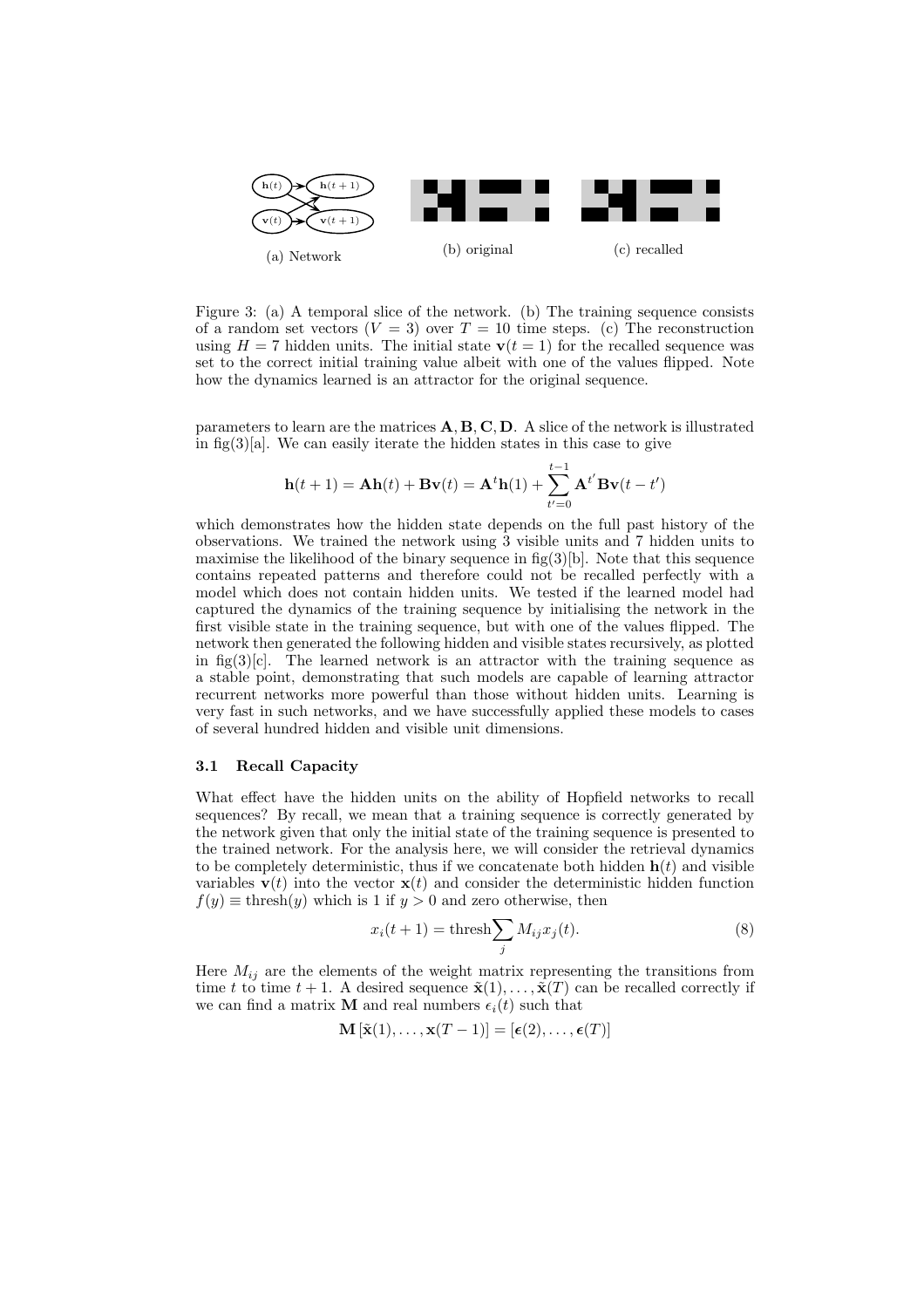(a) Network

(b) original

(c) recalled

Figure 3: (a) A temporal slice of the network. (b) The training sequence consists of a random set vectors ($V = 3$) over $T = 10$ time steps. (c) The reconstruction using $H = 7$ hidden units. The initial state $\mathbf{v}(t = 1)$ for the recalled sequence was set to the correct initial training value albeit with one of the values flipped. Note how the dynamics learned is an attractor for the original sequence.

parameters to learn are the matrices $\mathbf{A}, \mathbf{B}, \mathbf{C}, \mathbf{D}$. A slice of the network is illustrated in fig(3)[a]. We can easily iterate the hidden states in this case to give

$$\mathbf{h}(t+1) = \mathbf{A}\mathbf{h}(t) + \mathbf{B}\mathbf{v}(t) = \mathbf{A}^t\mathbf{h}(1) + \sum_{t'=0}^{t-1} \mathbf{A}^{t'}\mathbf{B}\mathbf{v}(t-t')$$

which demonstrates how the hidden state depends on the full past history of the observations. We trained the network using 3 visible units and 7 hidden units to maximise the likelihood of the binary sequence in fig(3)[b]. Note that this sequence contains repeated patterns and therefore could not be recalled perfectly with a model which does not contain hidden units. We tested if the learned model had captured the dynamics of the training sequence by initialising the network in the first visible state in the training sequence, but with one of the values flipped. The network then generated the following hidden and visible states recursively, as plotted in fig(3)[c]. The learned network is an attractor with the training sequence as a stable point, demonstrating that such models are capable of learning attractor recurrent networks more powerful than those without hidden units. Learning is very fast in such networks, and we have successfully applied these models to cases of several hundred hidden and visible unit dimensions.

### 3.1 Recall Capacity

What effect have the hidden units on the ability of Hopfield networks to recall sequences? By recall, we mean that a training sequence is correctly generated by the network given that only the initial state of the training sequence is presented to the trained network. For the analysis here, we will consider the retrieval dynamics to be completely deterministic, thus if we concatenate both hidden $\mathbf{h}(t)$ and visible variables $\mathbf{v}(t)$ into the vector $\mathbf{x}(t)$ and consider the deterministic hidden function $f(y) \equiv \text{thresh}(y)$ which is 1 if $y > 0$ and zero otherwise, then

$$x_i(t+1) = \text{thresh}\sum_j M_{ij}x_j(t). \tag{8}$$

Here $M_{ij}$ are the elements of the weight matrix representing the transitions from time $t$ to time $t+1$. A desired sequence $\tilde{\mathbf{x}}(1), \ldots, \tilde{\mathbf{x}}(T)$ can be recalled correctly if we can find a matrix $\mathbf{M}$ and real numbers $\epsilon_i(t)$ such that

$$\mathbf{M}\left[\tilde{\mathbf{x}}(1), \ldots, \mathbf{x}(T-1)\right] = \left[\boldsymbol{\epsilon}(2), \ldots, \boldsymbol{\epsilon}(T)\right]$$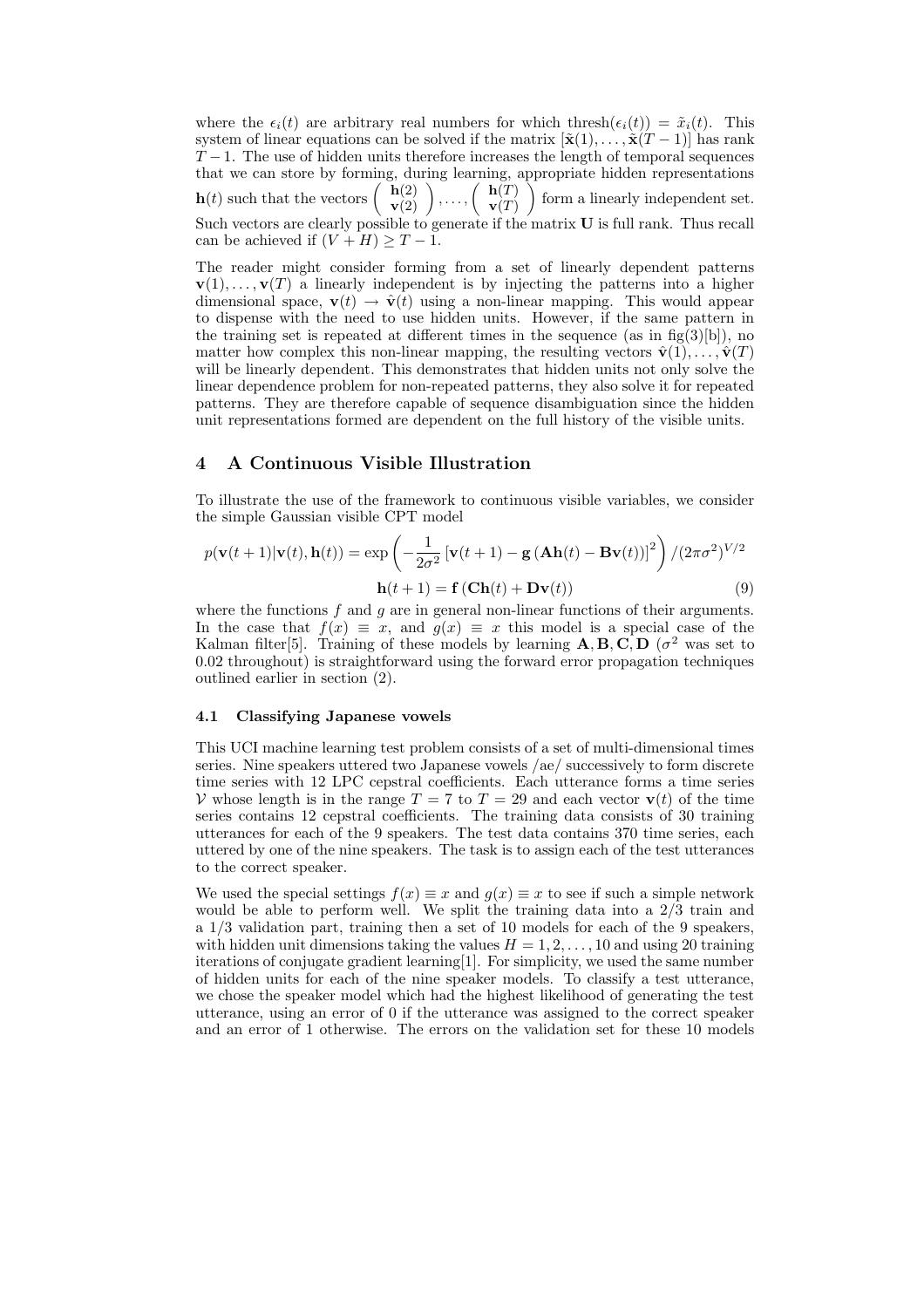where the $\epsilon_i(t)$ are arbitrary real numbers for which $\text{thresh}(\epsilon_i(t)) = \tilde{x}_i(t)$. This system of linear equations can be solved if the matrix $[\tilde{\mathbf{x}}(1), \ldots, \tilde{\mathbf{x}}(T-1)]$ has rank $T-1$. The use of hidden units therefore increases the length of temporal sequences that we can store by forming, during learning, appropriate hidden representations $\mathbf{h}(t)$ such that the vectors $\begin{pmatrix} \mathbf{h}(2) \\ \mathbf{v}(2) \end{pmatrix}, \ldots, \begin{pmatrix} \mathbf{h}(T) \\ \mathbf{v}(T) \end{pmatrix}$ form a linearly independent set. Such vectors are clearly possible to generate if the matrix $\mathbf{U}$ is full rank. Thus recall can be achieved if $(V + H) \geq T - 1$.

The reader might consider forming from a set of linearly dependent patterns $\mathbf{v}(1), \ldots, \mathbf{v}(T)$ a linearly independent is by injecting the patterns into a higher dimensional space, $\mathbf{v}(t) \to \hat{\mathbf{v}}(t)$ using a non-linear mapping. This would appear to dispense with the need to use hidden units. However, if the same pattern in the training set is repeated at different times in the sequence (as in fig(3)[b]), no matter how complex this non-linear mapping, the resulting vectors $\hat{\mathbf{v}}(1), \ldots, \hat{\mathbf{v}}(T)$ will be linearly dependent. This demonstrates that hidden units not only solve the linear dependence problem for non-repeated patterns, they also solve it for repeated patterns. They are therefore capable of sequence disambiguation since the hidden unit representations formed are dependent on the full history of the visible units.

## 4 A Continuous Visible Illustration

To illustrate the use of the framework to continuous visible variables, we consider the simple Gaussian visible CPT model

$$p(\mathbf{v}(t+1)|\mathbf{v}(t), \mathbf{h}(t)) = \exp\left(-\frac{1}{2\sigma^2}\left[\mathbf{v}(t+1) - \mathbf{g}\left(\mathbf{A}\mathbf{h}(t) - \mathbf{B}\mathbf{v}(t)\right)\right]^2\right) / (2\pi\sigma^2)^{V/2}$$

$$\mathbf{h}(t+1) = \mathbf{f}\left(\mathbf{C}\mathbf{h}(t) + \mathbf{D}\mathbf{v}(t)\right) \tag{9}$$

where the functions $f$ and $g$ are in general non-linear functions of their arguments. In the case that $f(x) \equiv x$, and $g(x) \equiv x$ this model is a special case of the Kalman filter[5]. Training of these models by learning $\mathbf{A}, \mathbf{B}, \mathbf{C}, \mathbf{D}$ ($\sigma^2$ was set to 0.02 throughout) is straightforward using the forward error propagation techniques outlined earlier in section (2).

### 4.1 Classifying Japanese vowels

This UCI machine learning test problem consists of a set of multi-dimensional times series. Nine speakers uttered two Japanese vowels /ae/ successively to form discrete time series with 12 LPC cepstral coefficients. Each utterance forms a time series $\mathcal{V}$ whose length is in the range $T = 7$ to $T = 29$ and each vector $\mathbf{v}(t)$ of the time series contains 12 cepstral coefficients. The training data consists of 30 training utterances for each of the 9 speakers. The test data contains 370 time series, each uttered by one of the nine speakers. The task is to assign each of the test utterances to the correct speaker.

We used the special settings $f(x) \equiv x$ and $g(x) \equiv x$ to see if such a simple network would be able to perform well. We split the training data into a 2/3 train and a 1/3 validation part, training then a set of 10 models for each of the 9 speakers, with hidden unit dimensions taking the values $H = 1, 2, \ldots, 10$ and using 20 training iterations of conjugate gradient learning[1]. For simplicity, we used the same number of hidden units for each of the nine speaker models. To classify a test utterance, we chose the speaker model which had the highest likelihood of generating the test utterance, using an error of 0 if the utterance was assigned to the correct speaker and an error of 1 otherwise. The errors on the validation set for these 10 models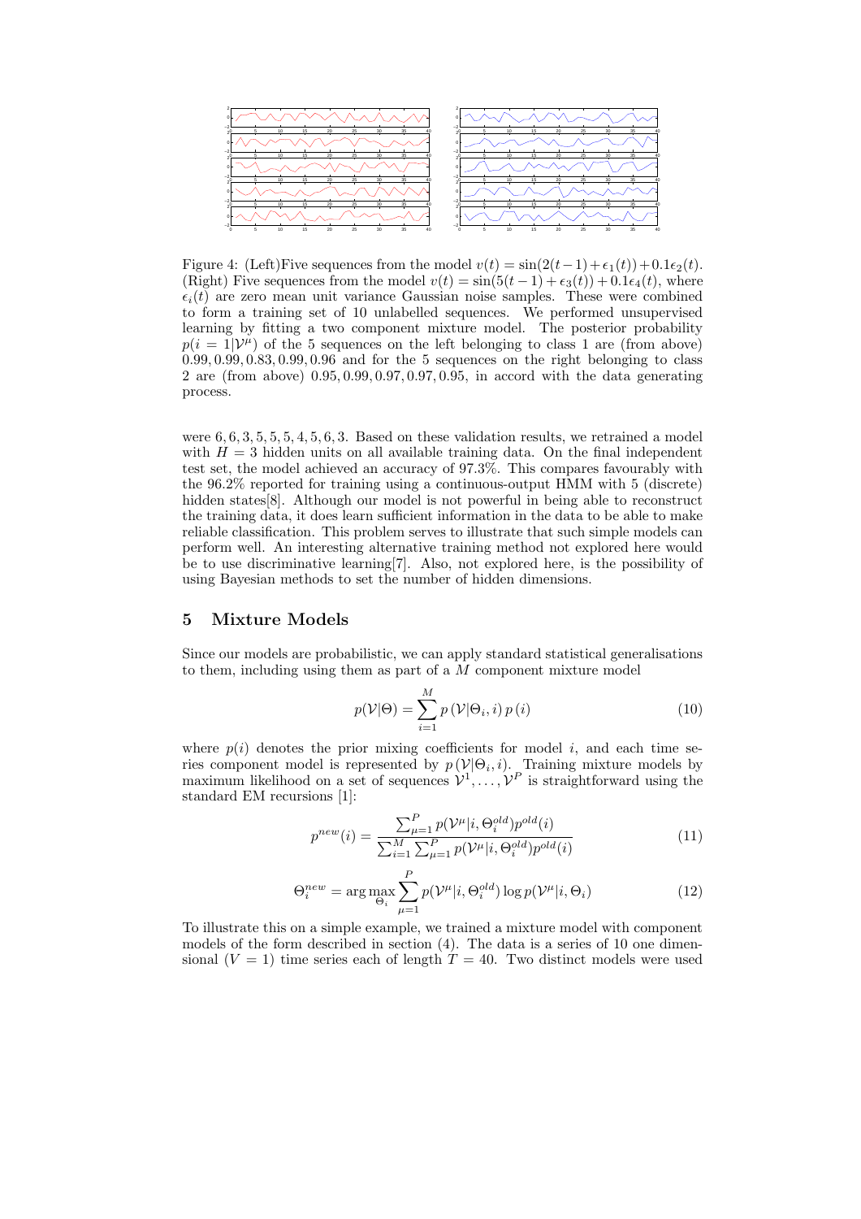Figure 4: (Left)Five sequences from the model $v(t) = \sin(2(t-1) + \epsilon_1(t)) + 0.1\epsilon_2(t)$. (Right) Five sequences from the model $v(t) = \sin(5(t-1) + \epsilon_3(t)) + 0.1\epsilon_4(t)$, where $\epsilon_i(t)$ are zero mean unit variance Gaussian noise samples. These were combined to form a training set of 10 unlabelled sequences. We performed unsupervised learning by fitting a two component mixture model. The posterior probability $p(i = 1|\mathcal{V}^\mu)$ of the 5 sequences on the left belonging to class 1 are (from above) $0.99, 0.99, 0.83, 0.99, 0.96$ and for the 5 sequences on the right belonging to class 2 are (from above) $0.95, 0.99, 0.97, 0.97, 0.95$, in accord with the data generating process.

were $6, 6, 3, 5, 5, 5, 4, 5, 6, 3$. Based on these validation results, we retrained a model with $H = 3$ hidden units on all available training data. On the final independent test set, the model achieved an accuracy of 97.3%. This compares favourably with the 96.2% reported for training using a continuous-output HMM with 5 (discrete) hidden states[8]. Although our model is not powerful in being able to reconstruct the training data, it does learn sufficient information in the data to be able to make reliable classification. This problem serves to illustrate that such simple models can perform well. An interesting alternative training method not explored here would be to use discriminative learning[7]. Also, not explored here, is the possibility of using Bayesian methods to set the number of hidden dimensions.

## 5 Mixture Models

Since our models are probabilistic, we can apply standard statistical generalisations to them, including using them as part of a $M$ component mixture model

$$p(\mathcal{V}|\Theta) = \sum_{i=1}^{M} p(\mathcal{V}|\Theta_i, i)\, p(i) \tag{10}$$

where $p(i)$ denotes the prior mixing coefficients for model $i$, and each time series component model is represented by $p(\mathcal{V}|\Theta_i, i)$. Training mixture models by maximum likelihood on a set of sequences $\mathcal{V}^1, \ldots, \mathcal{V}^P$ is straightforward using the standard EM recursions [1]:

$$p^{new}(i) = \frac{\sum_{\mu=1}^{P} p(\mathcal{V}^\mu|i, \Theta_i^{old}) p^{old}(i)}{\sum_{i=1}^{M}\sum_{\mu=1}^{P} p(\mathcal{V}^\mu|i, \Theta_i^{old}) p^{old}(i)} \tag{11}$$

$$\Theta_i^{new} = \arg\max_{\Theta_i} \sum_{\mu=1}^{P} p(\mathcal{V}^\mu|i, \Theta_i^{old}) \log p(\mathcal{V}^\mu|i, \Theta_i) \tag{12}$$

To illustrate this on a simple example, we trained a mixture model with component models of the form described in section (4). The data is a series of 10 one dimensional ($V = 1$) time series each of length $T = 40$. Two distinct models were used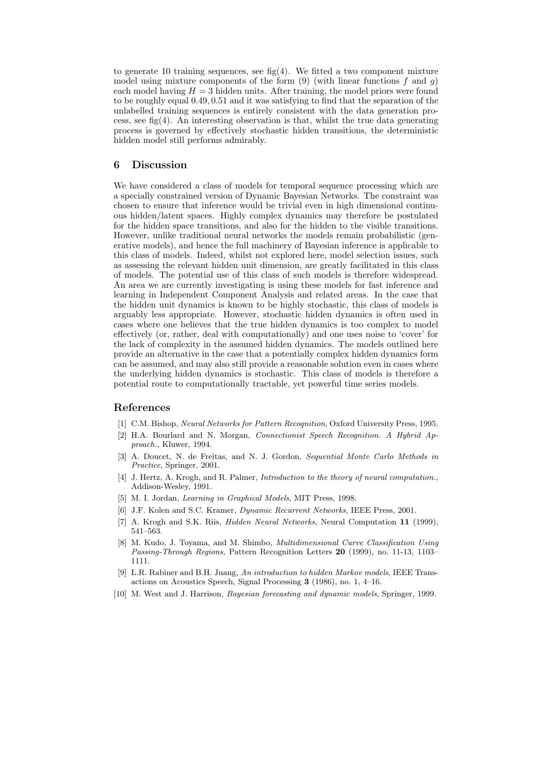to generate 10 training sequences, see fig(4). We fitted a two component mixture model using mixture components of the form (9) (with linear functions $f$ and $g$) each model having $H = 3$ hidden units. After training, the model priors were found to be roughly equal $0.49, 0.51$ and it was satisfying to find that the separation of the unlabelled training sequences is entirely consistent with the data generation process, see fig(4). An interesting observation is that, whilst the true data generating process is governed by effectively stochastic hidden transitions, the deterministic hidden model still performs admirably.

## 6 Discussion

We have considered a class of models for temporal sequence processing which are a specially constrained version of Dynamic Bayesian Networks. The constraint was chosen to ensure that inference would be trivial even in high dimensional continuous hidden/latent spaces. Highly complex dynamics may therefore be postulated for the hidden space transitions, and also for the hidden to the visible transitions. However, unlike traditional neural networks the models remain probabilistic (generative models), and hence the full machinery of Bayesian inference is applicable to this class of models. Indeed, whilst not explored here, model selection issues, such as assessing the relevant hidden unit dimension, are greatly facilitated in this class of models. The potential use of this class of such models is therefore widespread. An area we are currently investigating is using these models for fast inference and learning in Independent Component Analysis and related areas. In the case that the hidden unit dynamics is known to be highly stochastic, this class of models is arguably less appropriate. However, stochastic hidden dynamics is often used in cases where one believes that the true hidden dynamics is too complex to model effectively (or, rather, deal with computationally) and one uses noise to 'cover' for the lack of complexity in the assumed hidden dynamics. The models outlined here provide an alternative in the case that a potentially complex hidden dynamics form can be assumed, and may also still provide a reasonable solution even in cases where the underlying hidden dynamics is stochastic. This class of models is therefore a potential route to computationally tractable, yet powerful time series models.

## References

[1] C.M. Bishop, *Neural Networks for Pattern Recognition*, Oxford University Press, 1995.

[2] H.A. Bourlard and N. Morgan, *Connectionist Speech Recognition. A Hybrid Approach.*, Kluwer, 1994.

[3] A. Doucet, N. de Freitas, and N. J. Gordon, *Sequential Monte Carlo Methods in Practice*, Springer, 2001.

[4] J. Hertz, A. Krogh, and R. Palmer, *Introduction to the theory of neural computation.*, Addison-Wesley, 1991.

[5] M. I. Jordan, *Learning in Graphical Models*, MIT Press, 1998.

[6] J.F. Kolen and S.C. Kramer, *Dynamic Recurrent Networks*, IEEE Press, 2001.

[7] A. Krogh and S.K. Riis, *Hidden Neural Networks*, Neural Computation **11** (1999), 541–563.

[8] M. Kudo, J. Toyama, and M. Shimbo, *Multidimensional Curve Classification Using Passing-Through Regions*, Pattern Recognition Letters **20** (1999), no. 11-13, 1103–1111.

[9] L.R. Rabiner and B.H. Juang, *An introduction to hidden Markov models*, IEEE Transactions on Acoustics Speech, Signal Processing **3** (1986), no. 1, 4–16.

[10] M. West and J. Harrison, *Bayesian forecasting and dynamic models*, Springer, 1999.